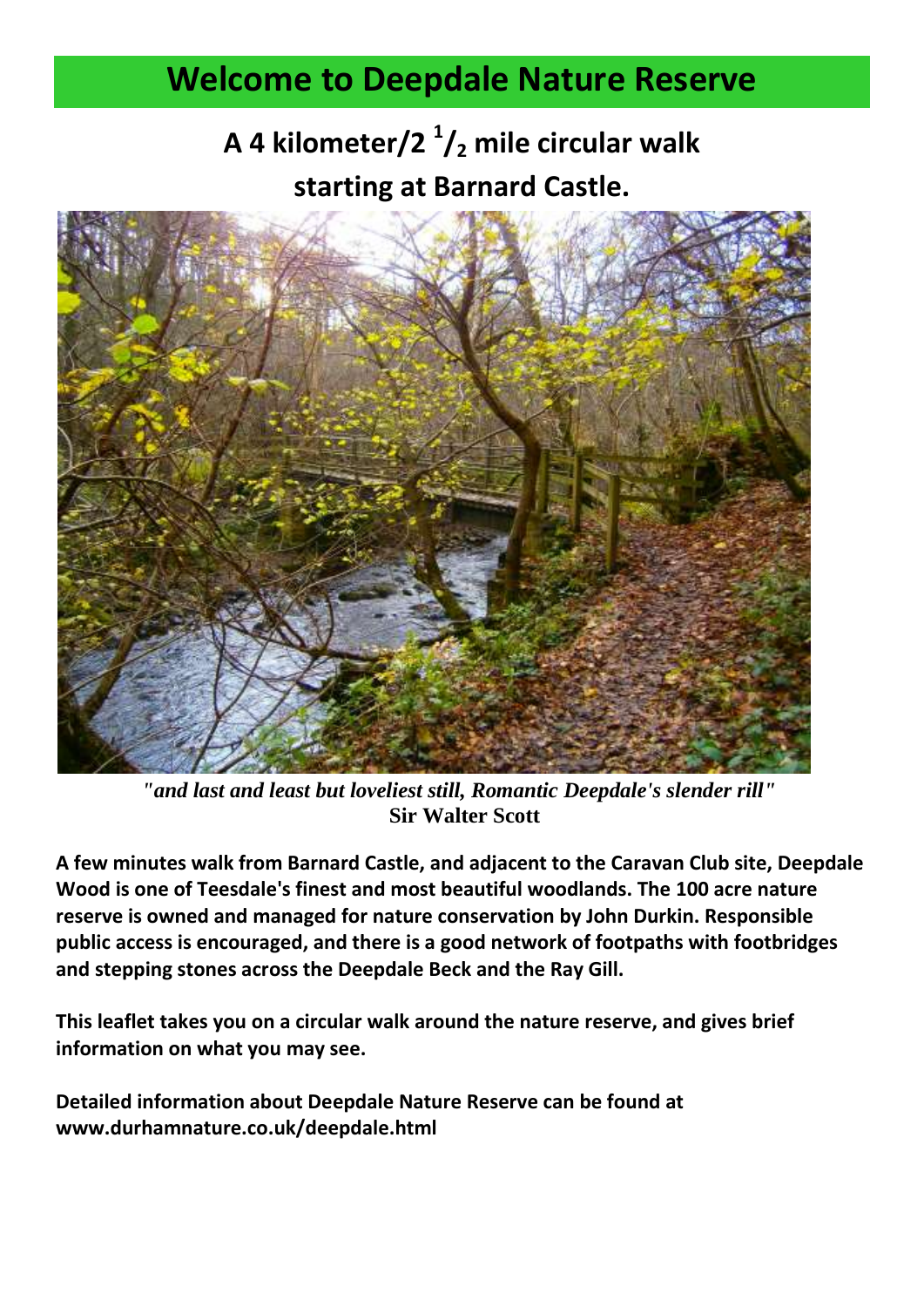# Welcome to Deepdale Nature Reserve

## A 4 kilometer/2 $^{1}/_{2}$ mile circular walk starting at Barnard Castle.

*"and last and least but loveliest still, Romantic Deepdale's slender rill"*
**Sir Walter Scott**

**A few minutes walk from Barnard Castle, and adjacent to the Caravan Club site, Deepdale Wood is one of Teesdale's finest and most beautiful woodlands. The 100 acre nature reserve is owned and managed for nature conservation by John Durkin. Responsible public access is encouraged, and there is a good network of footpaths with footbridges and stepping stones across the Deepdale Beck and the Ray Gill.**

**This leaflet takes you on a circular walk around the nature reserve, and gives brief information on what you may see.**

**Detailed information about Deepdale Nature Reserve can be found at www.durhamnature.co.uk/deepdale.html**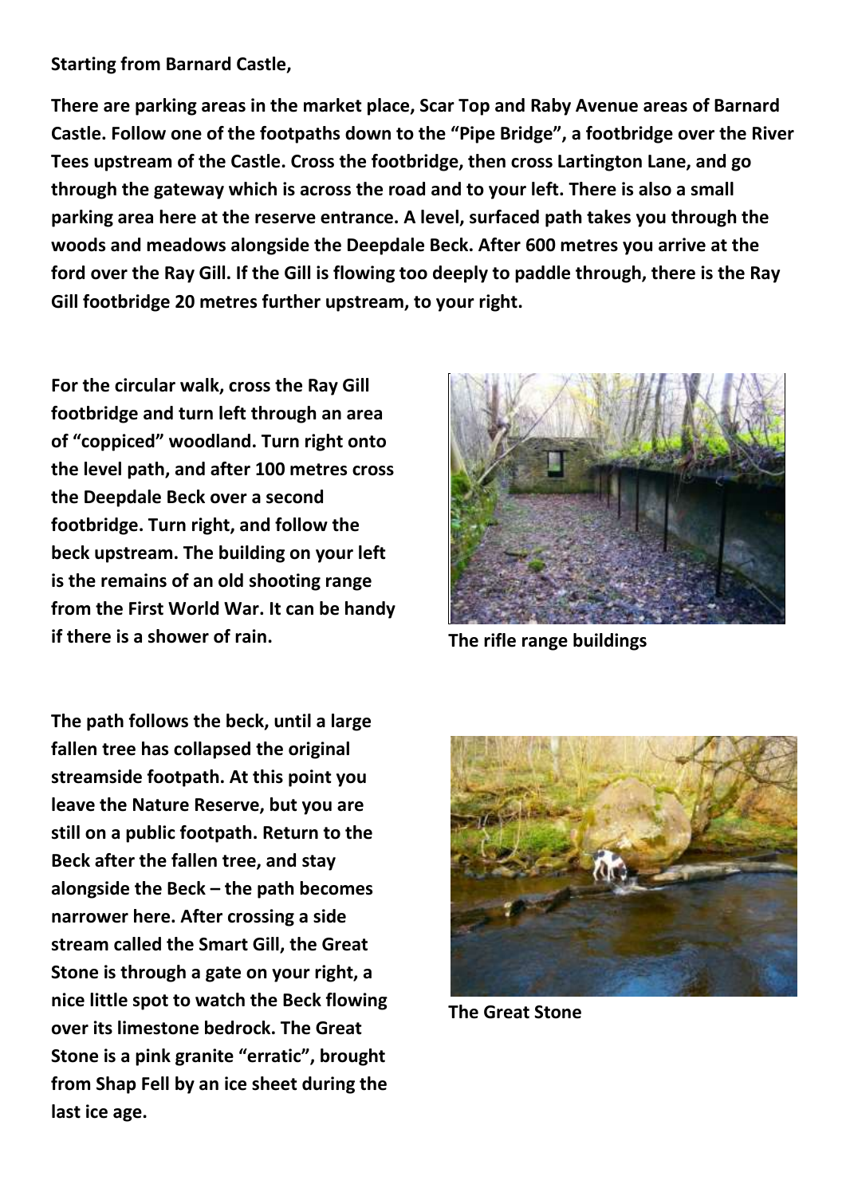**Starting from Barnard Castle,**

**There are parking areas in the market place, Scar Top and Raby Avenue areas of Barnard Castle. Follow one of the footpaths down to the "Pipe Bridge", a footbridge over the River Tees upstream of the Castle. Cross the footbridge, then cross Lartington Lane, and go through the gateway which is across the road and to your left. There is also a small parking area here at the reserve entrance. A level, surfaced path takes you through the woods and meadows alongside the Deepdale Beck. After 600 metres you arrive at the ford over the Ray Gill. If the Gill is flowing too deeply to paddle through, there is the Ray Gill footbridge 20 metres further upstream, to your right.**

**For the circular walk, cross the Ray Gill footbridge and turn left through an area of "coppiced" woodland. Turn right onto the level path, and after 100 metres cross the Deepdale Beck over a second footbridge. Turn right, and follow the beck upstream. The building on your left is the remains of an old shooting range from the First World War. It can be handy if there is a shower of rain.**

**The rifle range buildings**

**The path follows the beck, until a large fallen tree has collapsed the original streamside footpath. At this point you leave the Nature Reserve, but you are still on a public footpath. Return to the Beck after the fallen tree, and stay alongside the Beck – the path becomes narrower here. After crossing a side stream called the Smart Gill, the Great Stone is through a gate on your right, a nice little spot to watch the Beck flowing over its limestone bedrock. The Great Stone is a pink granite "erratic", brought from Shap Fell by an ice sheet during the last ice age.**

**The Great Stone**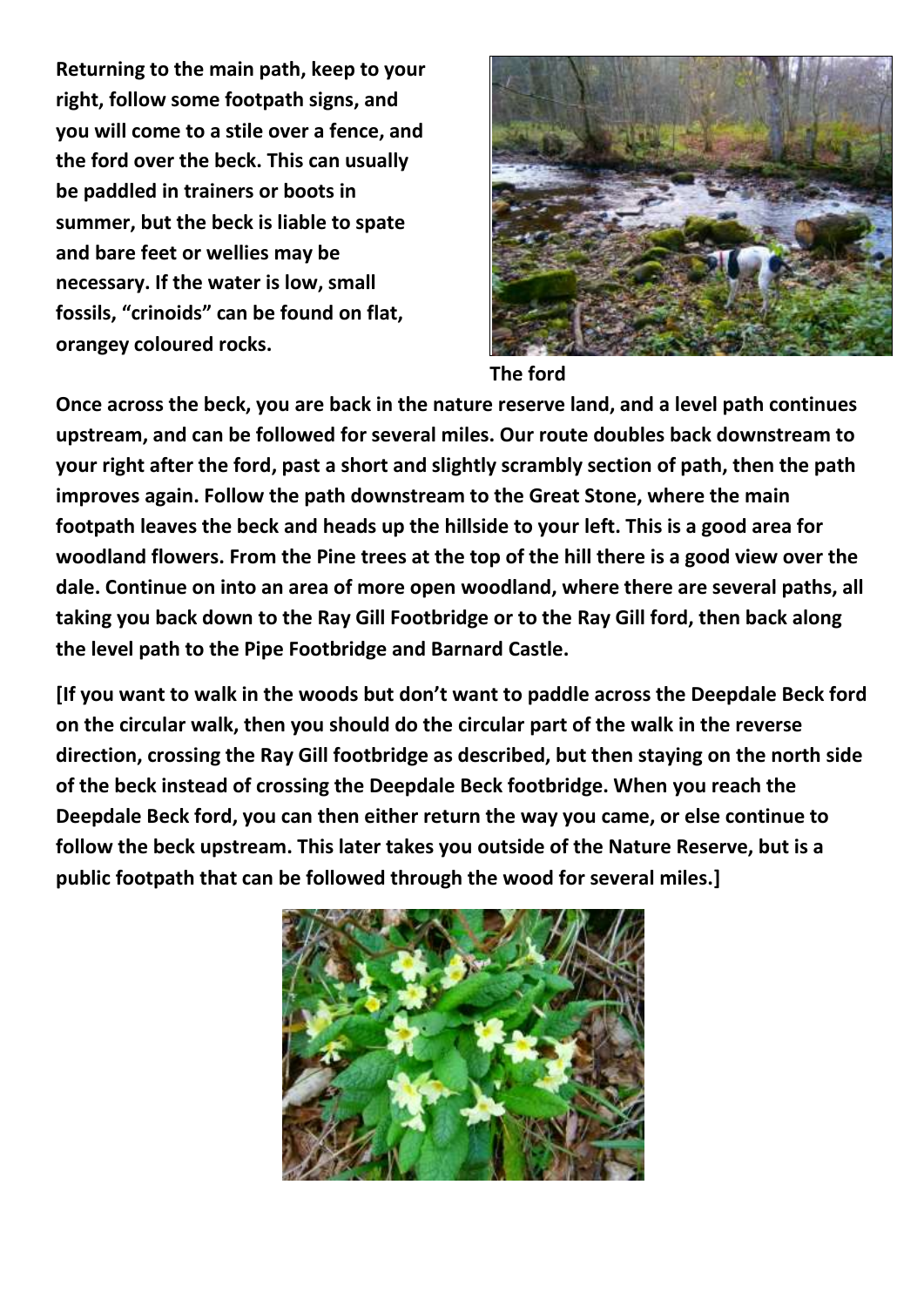**Returning to the main path, keep to your right, follow some footpath signs, and you will come to a stile over a fence, and the ford over the beck. This can usually be paddled in trainers or boots in summer, but the beck is liable to spate and bare feet or wellies may be necessary. If the water is low, small fossils, "crinoids" can be found on flat, orangey coloured rocks.**

**The ford**

**Once across the beck, you are back in the nature reserve land, and a level path continues upstream, and can be followed for several miles. Our route doubles back downstream to your right after the ford, past a short and slightly scrambly section of path, then the path improves again. Follow the path downstream to the Great Stone, where the main footpath leaves the beck and heads up the hillside to your left. This is a good area for woodland flowers. From the Pine trees at the top of the hill there is a good view over the dale. Continue on into an area of more open woodland, where there are several paths, all taking you back down to the Ray Gill Footbridge or to the Ray Gill ford, then back along the level path to the Pipe Footbridge and Barnard Castle.**

**[If you want to walk in the woods but don't want to paddle across the Deepdale Beck ford on the circular walk, then you should do the circular part of the walk in the reverse direction, crossing the Ray Gill footbridge as described, but then staying on the north side of the beck instead of crossing the Deepdale Beck footbridge. When you reach the Deepdale Beck ford, you can then either return the way you came, or else continue to follow the beck upstream. This later takes you outside of the Nature Reserve, but is a public footpath that can be followed through the wood for several miles.]**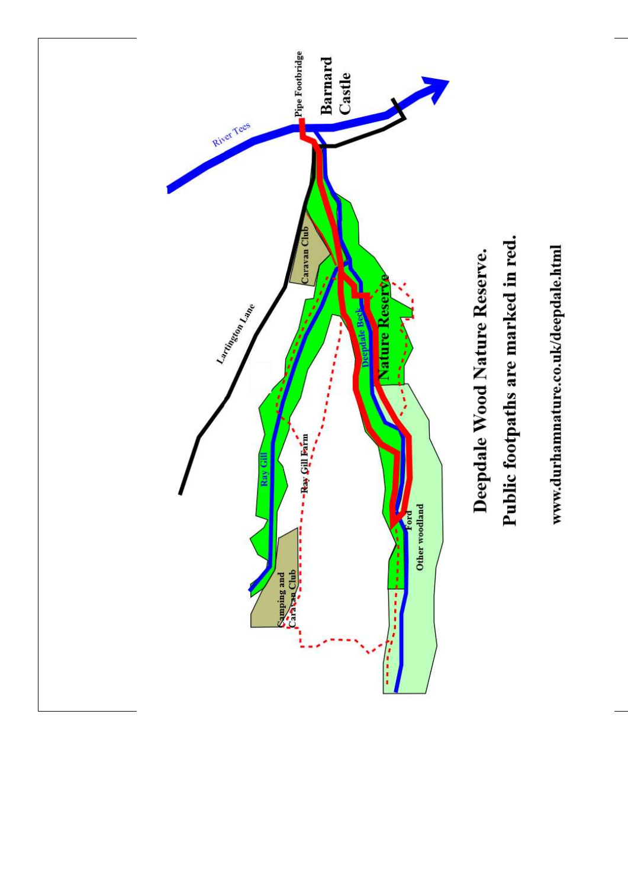Pipe Footbridge

Barnard Castle

River Tees

Lartington Lane

Caravan Club

Nature Reserve

Deepdale Beck

Ray Gill

Ray Gill Farm

Ford

Other woodland

Camping and Caravan Club

**Deepdale Wood Nature Reserve.**

**Public footpaths are marked in red.**

**www.durhamnature.co.uk/deepdale.html**